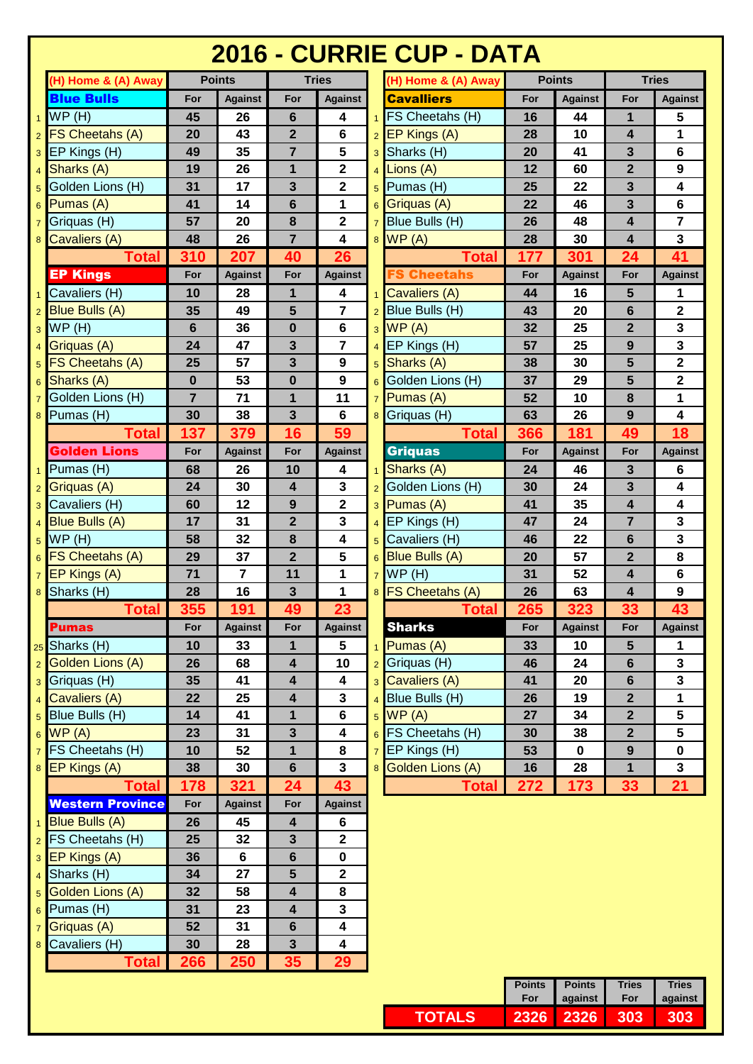# 2016 - CURRIE CUP - DATA

| | (H) Home & (A) Away | Points | | Tries | |
|---|---|---|---|---|---|
| | **Blue Bulls** | For | Against | For | Against |
| 1 | WP (H) | 45 | 26 | 6 | 4 |
| 2 | FS Cheetahs (A) | 20 | 43 | 2 | 6 |
| 3 | EP Kings (H) | 49 | 35 | 7 | 5 |
| 4 | Sharks (A) | 19 | 26 | 1 | 2 |
| 5 | Golden Lions (H) | 31 | 17 | 3 | 2 |
| 6 | Pumas (A) | 41 | 14 | 6 | 1 |
| 7 | Griquas (H) | 57 | 20 | 8 | 2 |
| 8 | Cavaliers (A) | 48 | 26 | 7 | 4 |
| | **Total** | **310** | **207** | **40** | **26** |
| | **EP Kings** | For | Against | For | Against |
| 1 | Cavaliers (H) | 10 | 28 | 1 | 4 |
| 2 | Blue Bulls (A) | 35 | 49 | 5 | 7 |
| 3 | WP (H) | 6 | 36 | 0 | 6 |
| 4 | Griquas (A) | 24 | 47 | 3 | 7 |
| 5 | FS Cheetahs (A) | 25 | 57 | 3 | 9 |
| 6 | Sharks (A) | 0 | 53 | 0 | 9 |
| 7 | Golden Lions (H) | 7 | 71 | 1 | 11 |
| 8 | Pumas (H) | 30 | 38 | 3 | 6 |
| | **Total** | **137** | **379** | **16** | **59** |
| | **Golden Lions** | For | Against | For | Against |
| 1 | Pumas (H) | 68 | 26 | 10 | 4 |
| 2 | Griquas (A) | 24 | 30 | 4 | 3 |
| 3 | Cavaliers (H) | 60 | 12 | 9 | 2 |
| 4 | Blue Bulls (A) | 17 | 31 | 2 | 3 |
| 5 | WP (H) | 58 | 32 | 8 | 4 |
| 6 | FS Cheetahs (A) | 29 | 37 | 2 | 5 |
| 7 | EP Kings (A) | 71 | 7 | 11 | 1 |
| 8 | Sharks (H) | 28 | 16 | 3 | 1 |
| | **Total** | **355** | **191** | **49** | **23** |
| | **Pumas** | For | Against | For | Against |
| 25 | Sharks (H) | 10 | 33 | 1 | 5 |
| 2 | Golden Lions (A) | 26 | 68 | 4 | 10 |
| 3 | Griquas (H) | 35 | 41 | 4 | 4 |
| 4 | Cavaliers (A) | 22 | 25 | 4 | 3 |
| 5 | Blue Bulls (H) | 14 | 41 | 1 | 6 |
| 6 | WP (A) | 23 | 31 | 3 | 4 |
| 7 | FS Cheetahs (H) | 10 | 52 | 1 | 8 |
| 8 | EP Kings (A) | 38 | 30 | 6 | 3 |
| | **Total** | **178** | **321** | **24** | **43** |
| | **Western Province** | For | Against | For | Against |
| 1 | Blue Bulls (A) | 26 | 45 | 4 | 6 |
| 2 | FS Cheetahs (H) | 25 | 32 | 3 | 2 |
| 3 | EP Kings (A) | 36 | 6 | 6 | 0 |
| 4 | Sharks (H) | 34 | 27 | 5 | 2 |
| 5 | Golden Lions (A) | 32 | 58 | 4 | 8 |
| 6 | Pumas (H) | 31 | 23 | 4 | 3 |
| 7 | Griquas (A) | 52 | 31 | 6 | 4 |
| 8 | Cavaliers (H) | 30 | 28 | 3 | 4 |
| | **Total** | **266** | **250** | **35** | **29** |

| | (H) Home & (A) Away | Points | | Tries | |
|---|---|---|---|---|---|
| | **Cavaliers** | For | Against | For | Against |
| 1 | FS Cheetahs (H) | 16 | 44 | 1 | 5 |
| 2 | EP Kings (A) | 28 | 10 | 4 | 1 |
| 3 | Sharks (H) | 20 | 41 | 3 | 6 |
| 4 | Lions (A) | 12 | 60 | 2 | 9 |
| 5 | Pumas (H) | 25 | 22 | 3 | 4 |
| 6 | Griquas (A) | 22 | 46 | 3 | 6 |
| 7 | Blue Bulls (H) | 26 | 48 | 4 | 7 |
| 8 | WP (A) | 28 | 30 | 4 | 3 |
| | **Total** | **177** | **301** | **24** | **41** |
| | **FS Cheetahs** | For | Against | For | Against |
| 1 | Cavaliers (A) | 44 | 16 | 5 | 1 |
| 2 | Blue Bulls (H) | 43 | 20 | 6 | 2 |
| 3 | WP (A) | 32 | 25 | 2 | 3 |
| 4 | EP Kings (H) | 57 | 25 | 9 | 3 |
| 5 | Sharks (A) | 38 | 30 | 5 | 2 |
| 6 | Golden Lions (H) | 37 | 29 | 5 | 2 |
| 7 | Pumas (A) | 52 | 10 | 8 | 1 |
| 8 | Griquas (H) | 63 | 26 | 9 | 4 |
| | **Total** | **366** | **181** | **49** | **18** |
| | **Griquas** | For | Against | For | Against |
| 1 | Sharks (A) | 24 | 46 | 3 | 6 |
| 2 | Golden Lions (H) | 30 | 24 | 3 | 4 |
| 3 | Pumas (A) | 41 | 35 | 4 | 4 |
| 4 | EP Kings (H) | 47 | 24 | 7 | 3 |
| 5 | Cavaliers (H) | 46 | 22 | 6 | 3 |
| 6 | Blue Bulls (A) | 20 | 57 | 2 | 8 |
| 7 | WP (H) | 31 | 52 | 4 | 6 |
| 8 | FS Cheetahs (A) | 26 | 63 | 4 | 9 |
| | **Total** | **265** | **323** | **33** | **43** |
| | **Sharks** | For | Against | For | Against |
| 1 | Pumas (A) | 33 | 10 | 5 | 1 |
| 2 | Griquas (H) | 46 | 24 | 6 | 3 |
| 3 | Cavaliers (A) | 41 | 20 | 6 | 3 |
| 4 | Blue Bulls (H) | 26 | 19 | 2 | 1 |
| 5 | WP (A) | 27 | 34 | 2 | 5 |
| 6 | FS Cheetahs (H) | 30 | 38 | 2 | 5 |
| 7 | EP Kings (H) | 53 | 0 | 9 | 0 |
| 8 | Golden Lions (A) | 16 | 28 | 1 | 3 |
| | **Total** | **272** | **173** | **33** | **21** |

| | Points For | Points against | Tries For | Tries against |
|---|---|---|---|---|
| **TOTALS** | **2326** | **2326** | **303** | **303** |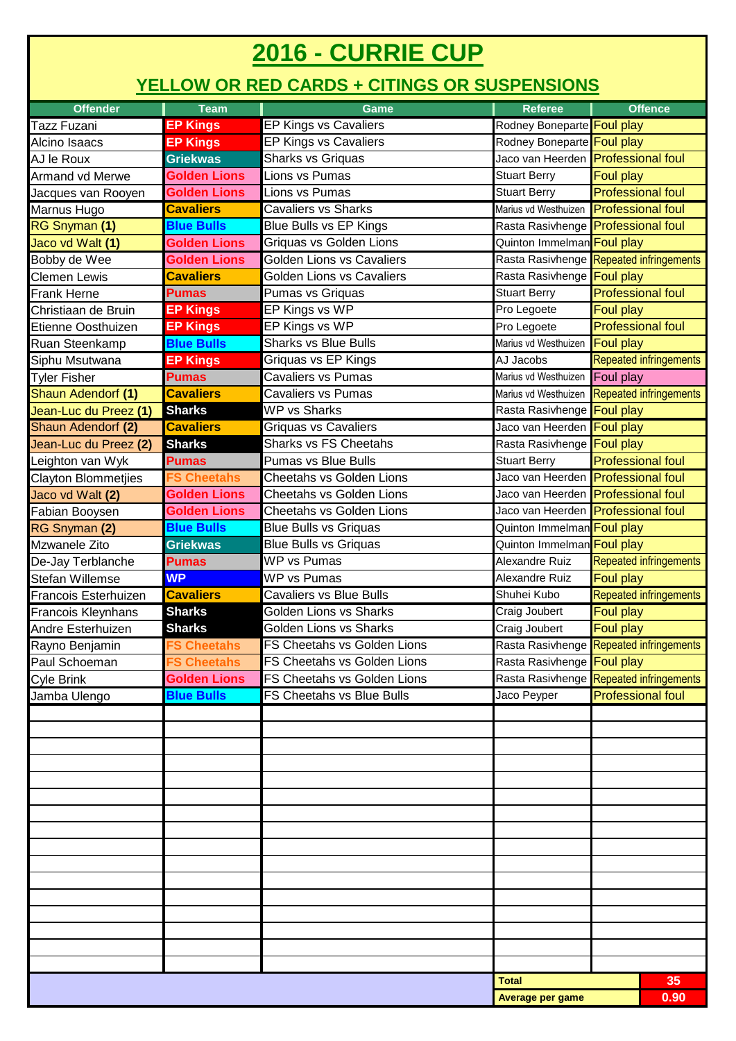# 2016 - CURRIE CUP

## YELLOW OR RED CARDS + CITINGS OR SUSPENSIONS

| Offender | Team | Game | Referee | Offence |
|---|---|---|---|---|
| Tazz Fuzani | EP Kings | EP Kings vs Cavaliers | Rodney Boneparte | Foul play |
| Alcino Isaacs | EP Kings | EP Kings vs Cavaliers | Rodney Boneparte | Foul play |
| AJ le Roux | Griekwas | Sharks vs Griquas | Jaco van Heerden | Professional foul |
| Armand vd Merwe | Golden Lions | Lions vs Pumas | Stuart Berry | Foul play |
| Jacques van Rooyen | Golden Lions | Lions vs Pumas | Stuart Berry | Professional foul |
| Marnus Hugo | Cavaliers | Cavaliers vs Sharks | Marius vd Westhuizen | Professional foul |
| RG Snyman **(1)** | Blue Bulls | Blue Bulls vs EP Kings | Rasta Rasivhenge | Professional foul |
| Jaco vd Walt **(1)** | Golden Lions | Griquas vs Golden Lions | Quinton Immelman | Foul play |
| Bobby de Wee | Golden Lions | Golden Lions vs Cavaliers | Rasta Rasivhenge | Repeated infringements |
| Clemen Lewis | Cavaliers | Golden Lions vs Cavaliers | Rasta Rasivhenge | Foul play |
| Frank Herne | Pumas | Pumas vs Griquas | Stuart Berry | Professional foul |
| Christiaan de Bruin | EP Kings | EP Kings vs WP | Pro Legoete | Foul play |
| Etienne Oosthuizen | EP Kings | EP Kings vs WP | Pro Legoete | Professional foul |
| Ruan Steenkamp | Blue Bulls | Sharks vs Blue Bulls | Marius vd Westhuizen | Foul play |
| Siphu Msutwana | EP Kings | Griquas vs EP Kings | AJ Jacobs | Repeated infringements |
| Tyler Fisher | Pumas | Cavaliers vs Pumas | Marius vd Westhuizen | Foul play |
| Shaun Adendorf **(1)** | Cavaliers | Cavaliers vs Pumas | Marius vd Westhuizen | Repeated infringements |
| Jean-Luc du Preez **(1)** | Sharks | WP vs Sharks | Rasta Rasivhenge | Foul play |
| Shaun Adendorf **(2)** | Cavaliers | Griquas vs Cavaliers | Jaco van Heerden | Foul play |
| Jean-Luc du Preez **(2)** | Sharks | Sharks vs FS Cheetahs | Rasta Rasivhenge | Foul play |
| Leighton van Wyk | Pumas | Pumas vs Blue Bulls | Stuart Berry | Professional foul |
| Clayton Blommetjies | FS Cheetahs | Cheetahs vs Golden Lions | Jaco van Heerden | Professional foul |
| Jaco vd Walt **(2)** | Golden Lions | Cheetahs vs Golden Lions | Jaco van Heerden | Professional foul |
| Fabian Booysen | Golden Lions | Cheetahs vs Golden Lions | Jaco van Heerden | Professional foul |
| RG Snyman **(2)** | Blue Bulls | Blue Bulls vs Griquas | Quinton Immelman | Foul play |
| Mzwanele Zito | Griekwas | Blue Bulls vs Griquas | Quinton Immelman | Foul play |
| De-Jay Terblanche | Pumas | WP vs Pumas | Alexandre Ruiz | Repeated infringements |
| Stefan Willemse | WP | WP vs Pumas | Alexandre Ruiz | Foul play |
| Francois Esterhuizen | Cavaliers | Cavaliers vs Blue Bulls | Shuhei Kubo | Repeated infringements |
| Francois Kleynhans | Sharks | Golden Lions vs Sharks | Craig Joubert | Foul play |
| Andre Esterhuizen | Sharks | Golden Lions vs Sharks | Craig Joubert | Foul play |
| Rayno Benjamin | FS Cheetahs | FS Cheetahs vs Golden Lions | Rasta Rasivhenge | Repeated infringements |
| Paul Schoeman | FS Cheetahs | FS Cheetahs vs Golden Lions | Rasta Rasivhenge | Foul play |
| Cyle Brink | Golden Lions | FS Cheetahs vs Golden Lions | Rasta Rasivhenge | Repeated infringements |
| Jamba Ulengo | Blue Bulls | FS Cheetahs vs Blue Bulls | Jaco Peyper | Professional foul |
| | | | **Total** | 35 |
| | | | **Average per game** | 0.90 |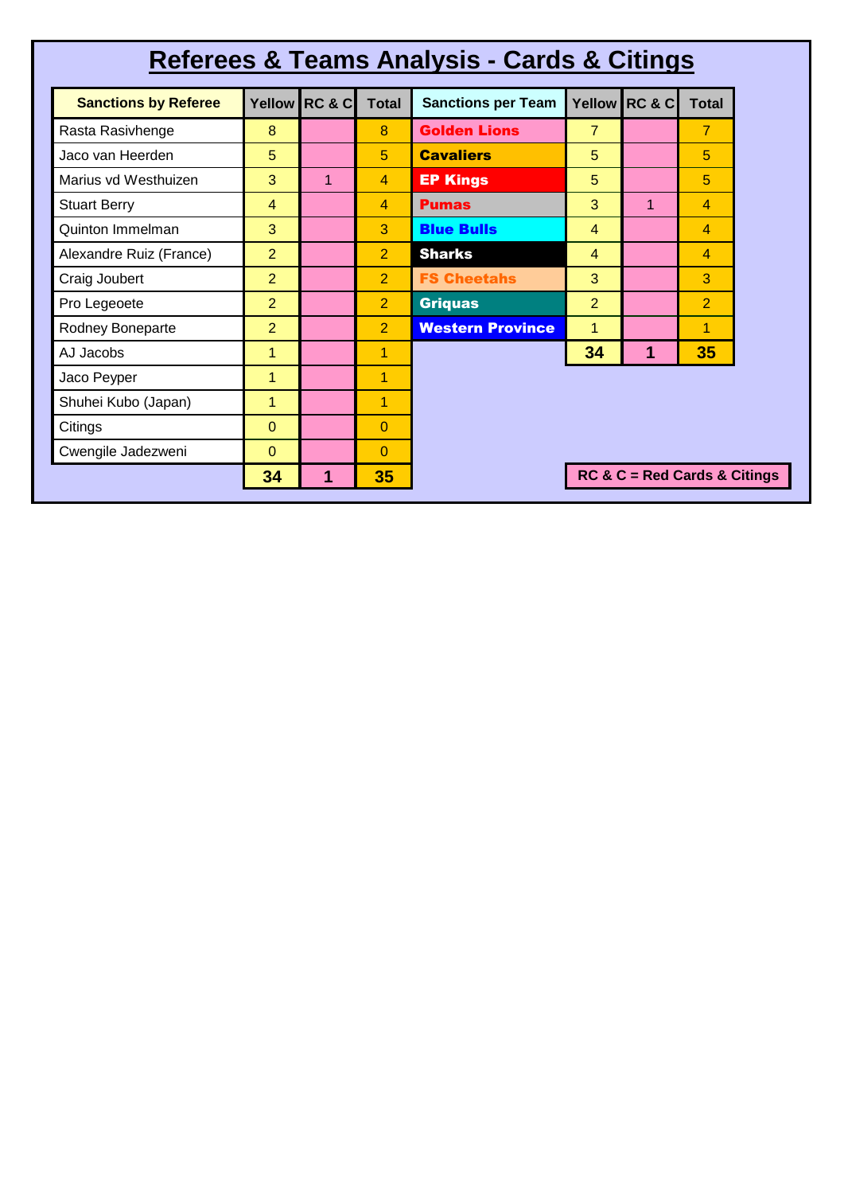# Referees & Teams Analysis - Cards & Citings

| Sanctions by Referee | Yellow | RC & C | Total |
|---|---|---|---|
| Rasta Rasivhenge | 8 | | 8 |
| Jaco van Heerden | 5 | | 5 |
| Marius vd Westhuizen | 3 | 1 | 4 |
| Stuart Berry | 4 | | 4 |
| Quinton Immelman | 3 | | 3 |
| Alexandre Ruiz (France) | 2 | | 2 |
| Craig Joubert | 2 | | 2 |
| Pro Legeoete | 2 | | 2 |
| Rodney Boneparte | 2 | | 2 |
| AJ Jacobs | 1 | | 1 |
| Jaco Peyper | 1 | | 1 |
| Shuhei Kubo (Japan) | 1 | | 1 |
| Citings | 0 | | 0 |
| Cwengile Jadezweni | 0 | | 0 |
| | **34** | **1** | **35** |

| Sanctions per Team | Yellow | RC & C | Total |
|---|---|---|---|
| **Golden Lions** | 7 | | 7 |
| **Cavaliers** | 5 | | 5 |
| **EP Kings** | 5 | | 5 |
| **Pumas** | 3 | 1 | 4 |
| **Blue Bulls** | 4 | | 4 |
| **Sharks** | 4 | | 4 |
| **FS Cheetahs** | 3 | | 3 |
| **Griquas** | 2 | | 2 |
| **Western Province** | 1 | | 1 |
| | **34** | **1** | **35** |

**RC & C = Red Cards & Citings**